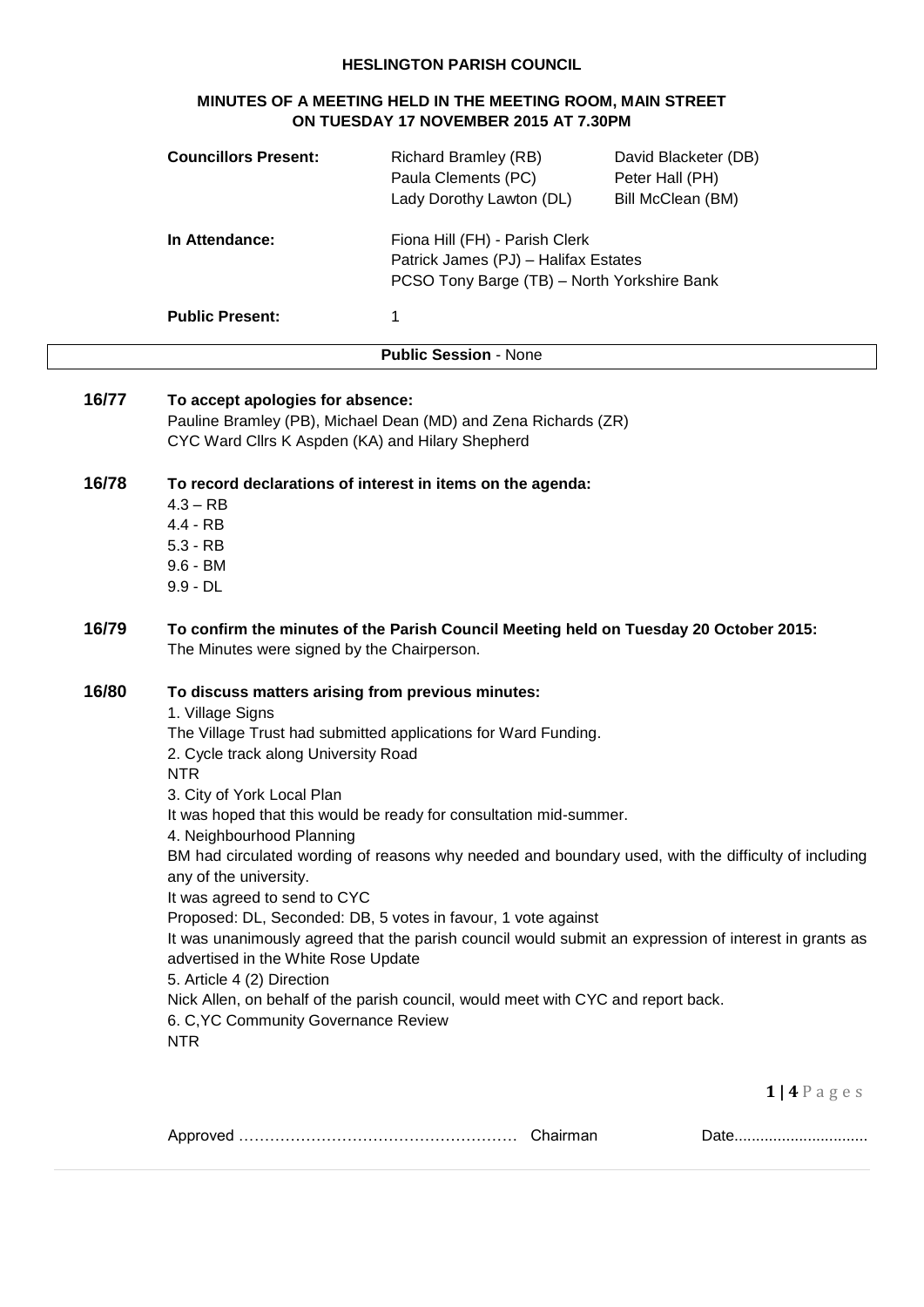# HESLINGTON PARISH COUNCIL

## MINUTES OF A MEETING HELD IN THE MEETING ROOM, MAIN STREET ON TUESDAY 17 NOVEMBER 2015 AT 7.30PM

| | | |
|---|---|---|
| **Councillors Present:** | Richard Bramley (RB) | David Blacketer (DB) |
| | Paula Clements (PC) | Peter Hall (PH) |
| | Lady Dorothy Lawton (DL) | Bill McClean (BM) |
| **In Attendance:** | Fiona Hill (FH) - Parish Clerk | |
| | Patrick James (PJ) – Halifax Estates | |
| | PCSO Tony Barge (TB) – North Yorkshire Bank | |
| **Public Present:** | 1 | |

**Public Session** - None

**16/77 To accept apologies for absence:**

Pauline Bramley (PB), Michael Dean (MD) and Zena Richards (ZR)
CYC Ward Cllrs K Aspden (KA) and Hilary Shepherd

**16/78 To record declarations of interest in items on the agenda:**

4.3 – RB
4.4 - RB
5.3 - RB
9.6 - BM
9.9 - DL

**16/79 To confirm the minutes of the Parish Council Meeting held on Tuesday 20 October 2015:**

The Minutes were signed by the Chairperson.

**16/80 To discuss matters arising from previous minutes:**

1. Village Signs
The Village Trust had submitted applications for Ward Funding.
2. Cycle track along University Road
NTR
3. City of York Local Plan
It was hoped that this would be ready for consultation mid-summer.
4. Neighbourhood Planning
BM had circulated wording of reasons why needed and boundary used, with the difficulty of including any of the university.
It was agreed to send to CYC
Proposed: DL, Seconded: DB, 5 votes in favour, 1 vote against
It was unanimously agreed that the parish council would submit an expression of interest in grants as advertised in the White Rose Update
5. Article 4 (2) Direction
Nick Allen, on behalf of the parish council, would meet with CYC and report back.
6. C,YC Community Governance Review
NTR

Approved …………………………………………… Chairman Date..............................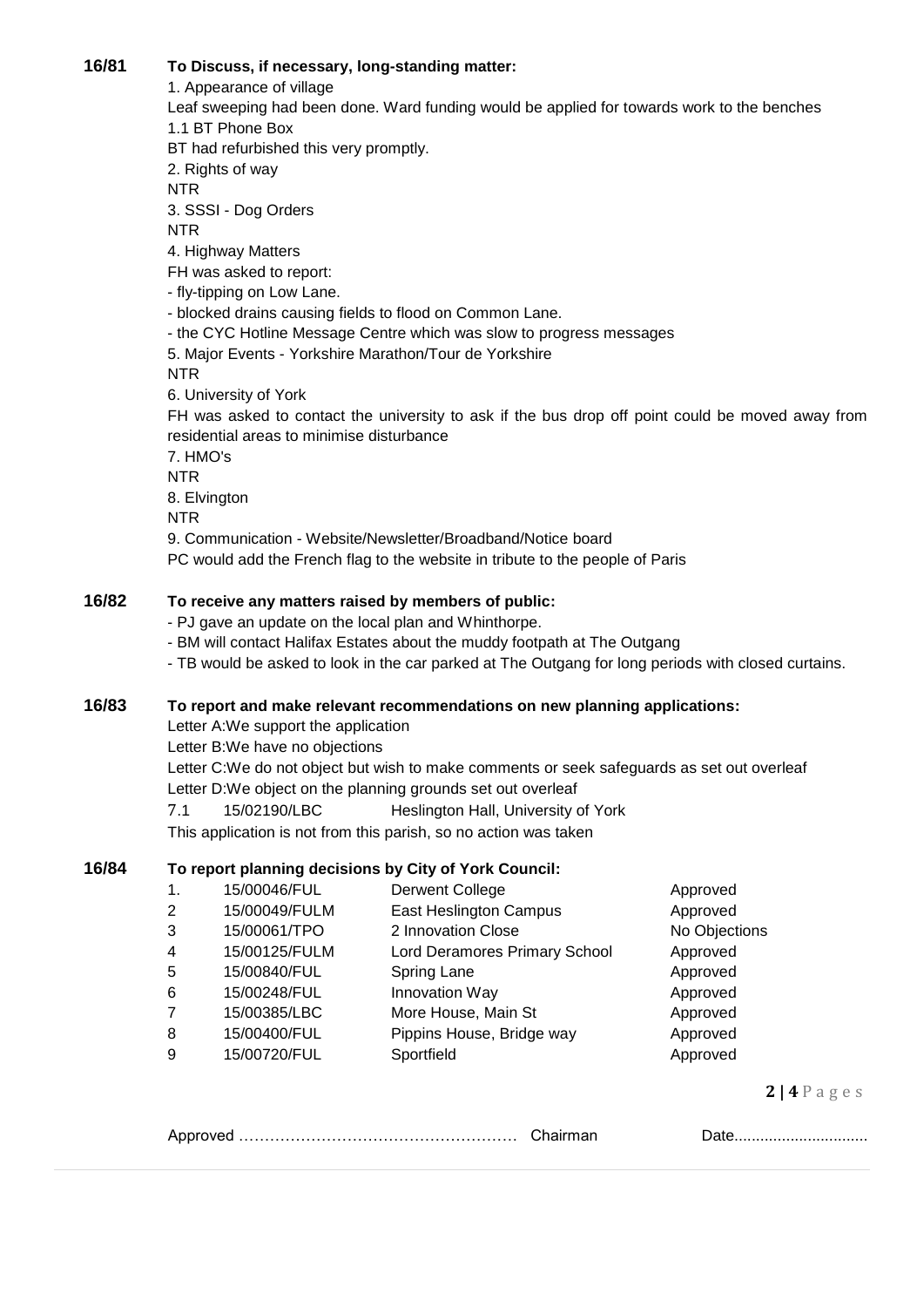**16/81 To Discuss, if necessary, long-standing matter:**

1. Appearance of village

Leaf sweeping had been done. Ward funding would be applied for towards work to the benches

1.1 BT Phone Box

BT had refurbished this very promptly.

2. Rights of way

NTR

3. SSSI - Dog Orders

NTR

4. Highway Matters

FH was asked to report:

- fly-tipping on Low Lane.
- blocked drains causing fields to flood on Common Lane.
- the CYC Hotline Message Centre which was slow to progress messages

5. Major Events - Yorkshire Marathon/Tour de Yorkshire

NTR

6. University of York

FH was asked to contact the university to ask if the bus drop off point could be moved away from residential areas to minimise disturbance

7. HMO's

NTR

8. Elvington

NTR

9. Communication - Website/Newsletter/Broadband/Notice board

PC would add the French flag to the website in tribute to the people of Paris

**16/82 To receive any matters raised by members of public:**

- PJ gave an update on the local plan and Whinthorpe.
- BM will contact Halifax Estates about the muddy footpath at The Outgang
- TB would be asked to look in the car parked at The Outgang for long periods with closed curtains.

**16/83 To report and make relevant recommendations on new planning applications:**

Letter A:We support the application

Letter B:We have no objections

Letter C:We do not object but wish to make comments or seek safeguards as set out overleaf

Letter D:We object on the planning grounds set out overleaf

7.1 15/02190/LBC Heslington Hall, University of York

This application is not from this parish, so no action was taken

**16/84 To report planning decisions by City of York Council:**

| | | | |
|---|---|---|---|
| 1. | 15/00046/FUL | Derwent College | Approved |
| 2 | 15/00049/FULM | East Heslington Campus | Approved |
| 3 | 15/00061/TPO | 2 Innovation Close | No Objections |
| 4 | 15/00125/FULM | Lord Deramores Primary School | Approved |
| 5 | 15/00840/FUL | Spring Lane | Approved |
| 6 | 15/00248/FUL | Innovation Way | Approved |
| 7 | 15/00385/LBC | More House, Main St | Approved |
| 8 | 15/00400/FUL | Pippins House, Bridge way | Approved |
| 9 | 15/00720/FUL | Sportfield | Approved |

Approved ……………………………………………… Chairman Date...............................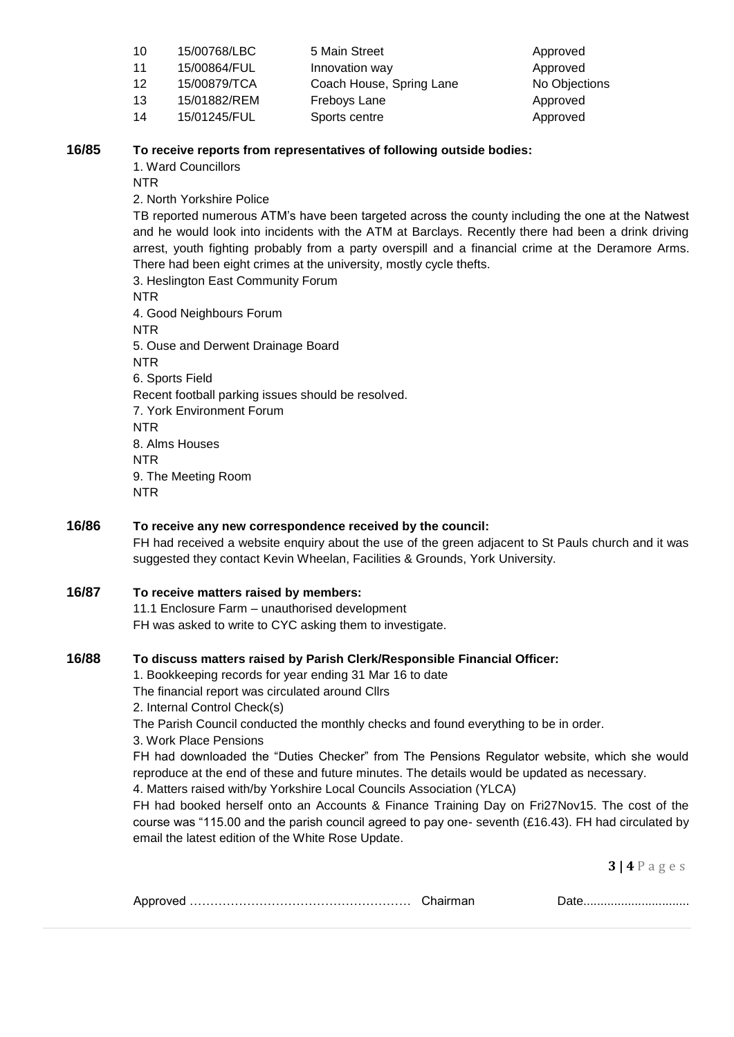| | | | |
|---|---|---|---|
| 10 | 15/00768/LBC | 5 Main Street | Approved |
| 11 | 15/00864/FUL | Innovation way | Approved |
| 12 | 15/00879/TCA | Coach House, Spring Lane | No Objections |
| 13 | 15/01882/REM | Freboys Lane | Approved |
| 14 | 15/01245/FUL | Sports centre | Approved |

**16/85 To receive reports from representatives of following outside bodies:**

1. Ward Councillors

NTR

2. North Yorkshire Police

TB reported numerous ATM's have been targeted across the county including the one at the Natwest and he would look into incidents with the ATM at Barclays. Recently there had been a drink driving arrest, youth fighting probably from a party overspill and a financial crime at the Deramore Arms. There had been eight crimes at the university, mostly cycle thefts.

3. Heslington East Community Forum

NTR

4. Good Neighbours Forum

NTR

5. Ouse and Derwent Drainage Board

NTR

6. Sports Field

Recent football parking issues should be resolved.

7. York Environment Forum

NTR

8. Alms Houses

NTR

9. The Meeting Room

NTR

**16/86 To receive any new correspondence received by the council:**

FH had received a website enquiry about the use of the green adjacent to St Pauls church and it was suggested they contact Kevin Wheelan, Facilities & Grounds, York University.

**16/87 To receive matters raised by members:**

11.1 Enclosure Farm – unauthorised development

FH was asked to write to CYC asking them to investigate.

**16/88 To discuss matters raised by Parish Clerk/Responsible Financial Officer:**

1. Bookkeeping records for year ending 31 Mar 16 to date

The financial report was circulated around Cllrs

2. Internal Control Check(s)

The Parish Council conducted the monthly checks and found everything to be in order.

3. Work Place Pensions

FH had downloaded the "Duties Checker" from The Pensions Regulator website, which she would reproduce at the end of these and future minutes. The details would be updated as necessary.

4. Matters raised with/by Yorkshire Local Councils Association (YLCA)

FH had booked herself onto an Accounts & Finance Training Day on Fri27Nov15. The cost of the course was "115.00 and the parish council agreed to pay one- seventh (£16.43). FH had circulated by email the latest edition of the White Rose Update.

Approved …………………………………………… Chairman Date...............................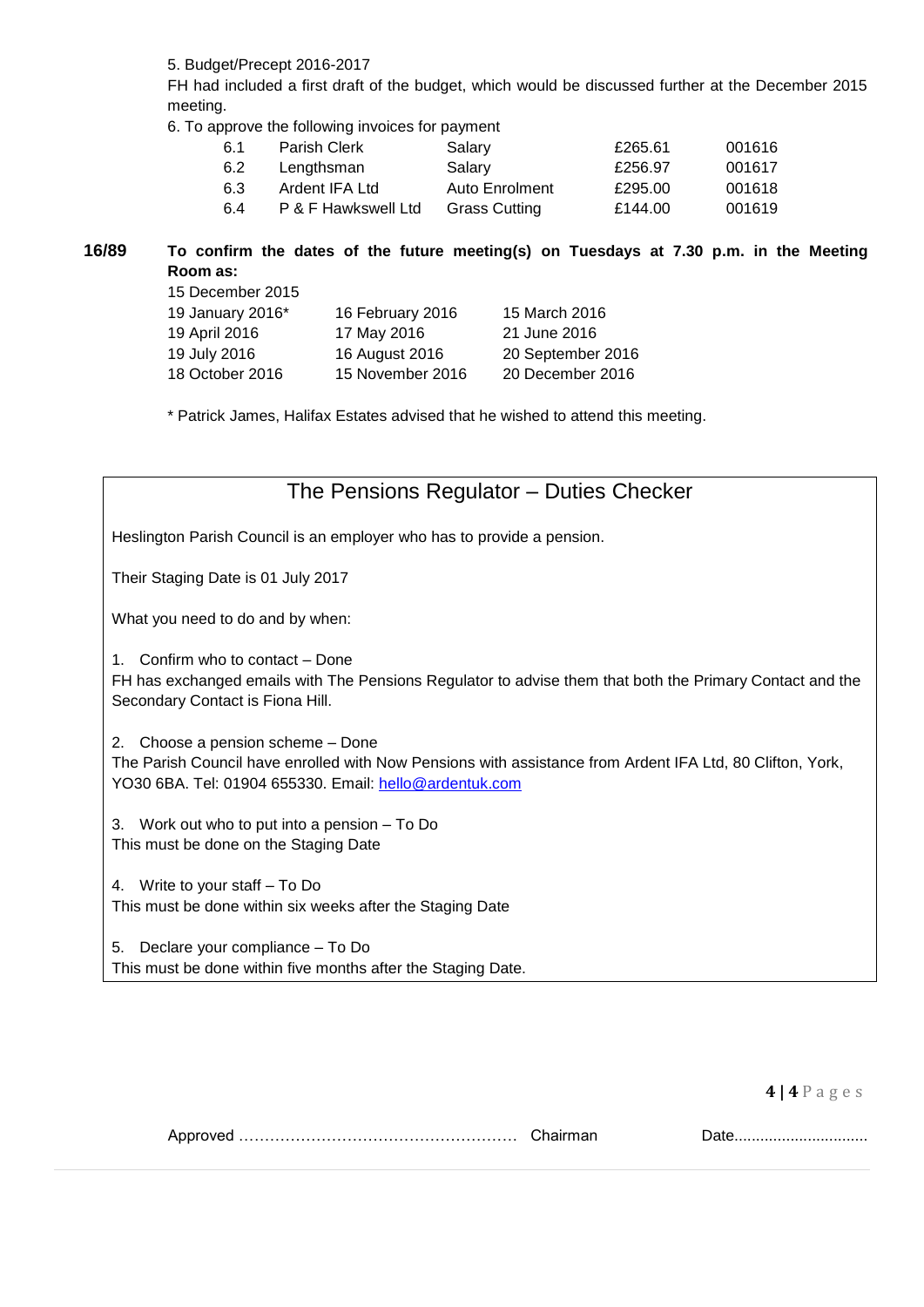5. Budget/Precept 2016-2017

FH had included a first draft of the budget, which would be discussed further at the December 2015 meeting.

6. To approve the following invoices for payment

| | | | | |
|---|---|---|---|---|
| 6.1 | Parish Clerk | Salary | £265.61 | 001616 |
| 6.2 | Lengthsman | Salary | £256.97 | 001617 |
| 6.3 | Ardent IFA Ltd | Auto Enrolment | £295.00 | 001618 |
| 6.4 | P & F Hawkswell Ltd | Grass Cutting | £144.00 | 001619 |

**16/89 To confirm the dates of the future meeting(s) on Tuesdays at 7.30 p.m. in the Meeting Room as:**

| | | |
|---|---|---|
| 15 December 2015 | | |
| 19 January 2016* | 16 February 2016 | 15 March 2016 |
| 19 April 2016 | 17 May 2016 | 21 June 2016 |
| 19 July 2016 | 16 August 2016 | 20 September 2016 |
| 18 October 2016 | 15 November 2016 | 20 December 2016 |

* Patrick James, Halifax Estates advised that he wished to attend this meeting.

## The Pensions Regulator – Duties Checker

Heslington Parish Council is an employer who has to provide a pension.

Their Staging Date is 01 July 2017

What you need to do and by when:

1. Confirm who to contact – Done

FH has exchanged emails with The Pensions Regulator to advise them that both the Primary Contact and the Secondary Contact is Fiona Hill.

2. Choose a pension scheme – Done

The Parish Council have enrolled with Now Pensions with assistance from Ardent IFA Ltd, 80 Clifton, York, YO30 6BA. Tel: 01904 655330. Email: hello@ardentuk.com

3. Work out who to put into a pension – To Do

This must be done on the Staging Date

4. Write to your staff – To Do

This must be done within six weeks after the Staging Date

5. Declare your compliance – To Do

This must be done within five months after the Staging Date.

Approved …………………………………………… Chairman Date..............................